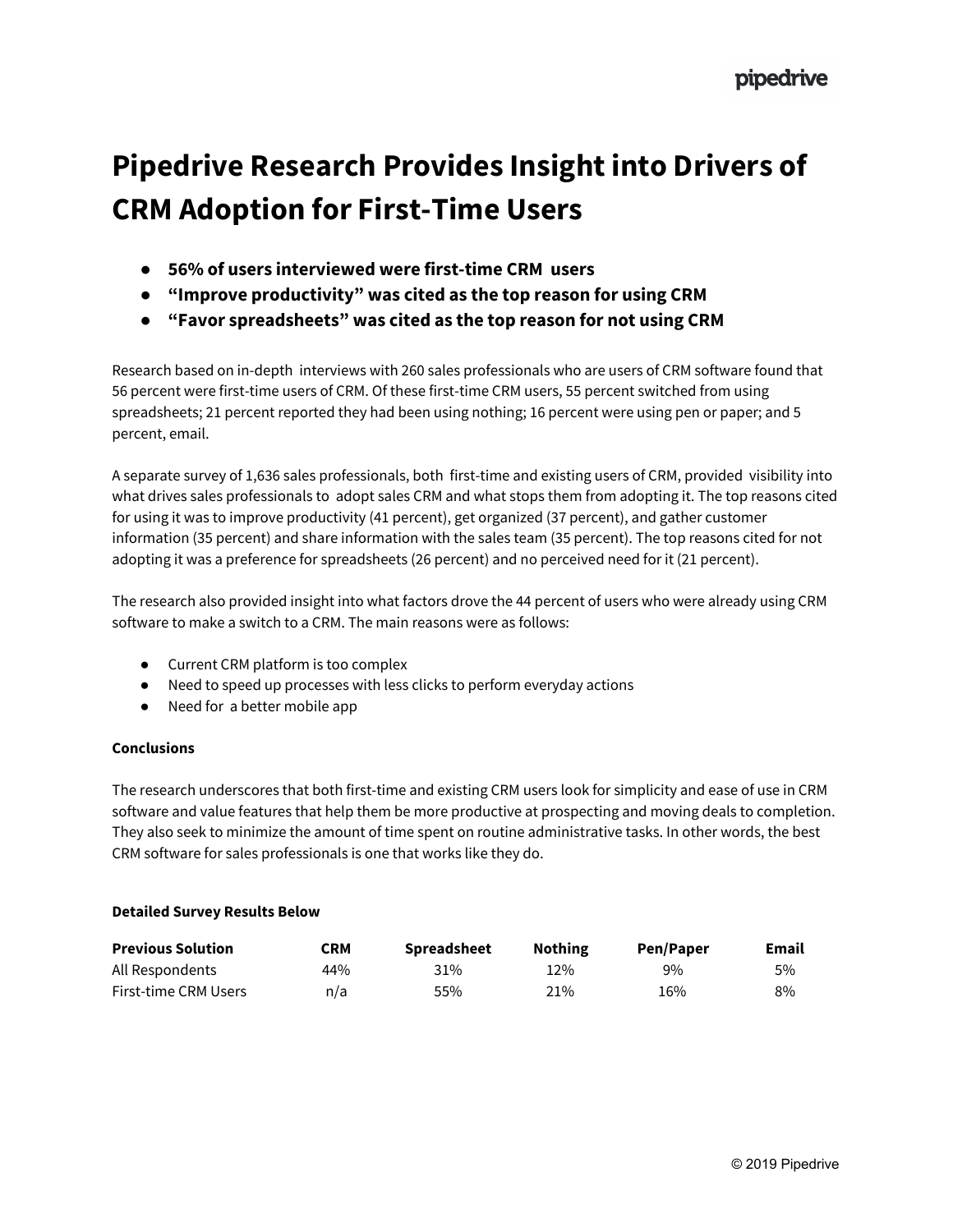# Pipedrive Research Provides Insight into Drivers of CRM Adoption for First-Time Users

- **56% of users interviewed were first-time CRM users**
- **"Improve productivity" was cited as the top reason for using CRM**
- **"Favor spreadsheets" was cited as the top reason for not using CRM**

Research based on in-depth interviews with 260 sales professionals who are users of CRM software found that 56 percent were first-time users of CRM. Of these first-time CRM users, 55 percent switched from using spreadsheets; 21 percent reported they had been using nothing; 16 percent were using pen or paper; and 5 percent, email.

A separate survey of 1,636 sales professionals, both first-time and existing users of CRM, provided visibility into what drives sales professionals to adopt sales CRM and what stops them from adopting it. The top reasons cited for using it was to improve productivity (41 percent), get organized (37 percent), and gather customer information (35 percent) and share information with the sales team (35 percent). The top reasons cited for not adopting it was a preference for spreadsheets (26 percent) and no perceived need for it (21 percent).

The research also provided insight into what factors drove the 44 percent of users who were already using CRM software to make a switch to a CRM. The main reasons were as follows:

- Current CRM platform is too complex
- Need to speed up processes with less clicks to perform everyday actions
- Need for a better mobile app

**Conclusions**

The research underscores that both first-time and existing CRM users look for simplicity and ease of use in CRM software and value features that help them be more productive at prospecting and moving deals to completion. They also seek to minimize the amount of time spent on routine administrative tasks. In other words, the best CRM software for sales professionals is one that works like they do.

**Detailed Survey Results Below**

| Previous Solution | CRM | Spreadsheet | Nothing | Pen/Paper | Email |
|---|---|---|---|---|---|
| All Respondents | 44% | 31% | 12% | 9% | 5% |
| First-time CRM Users | n/a | 55% | 21% | 16% | 8% |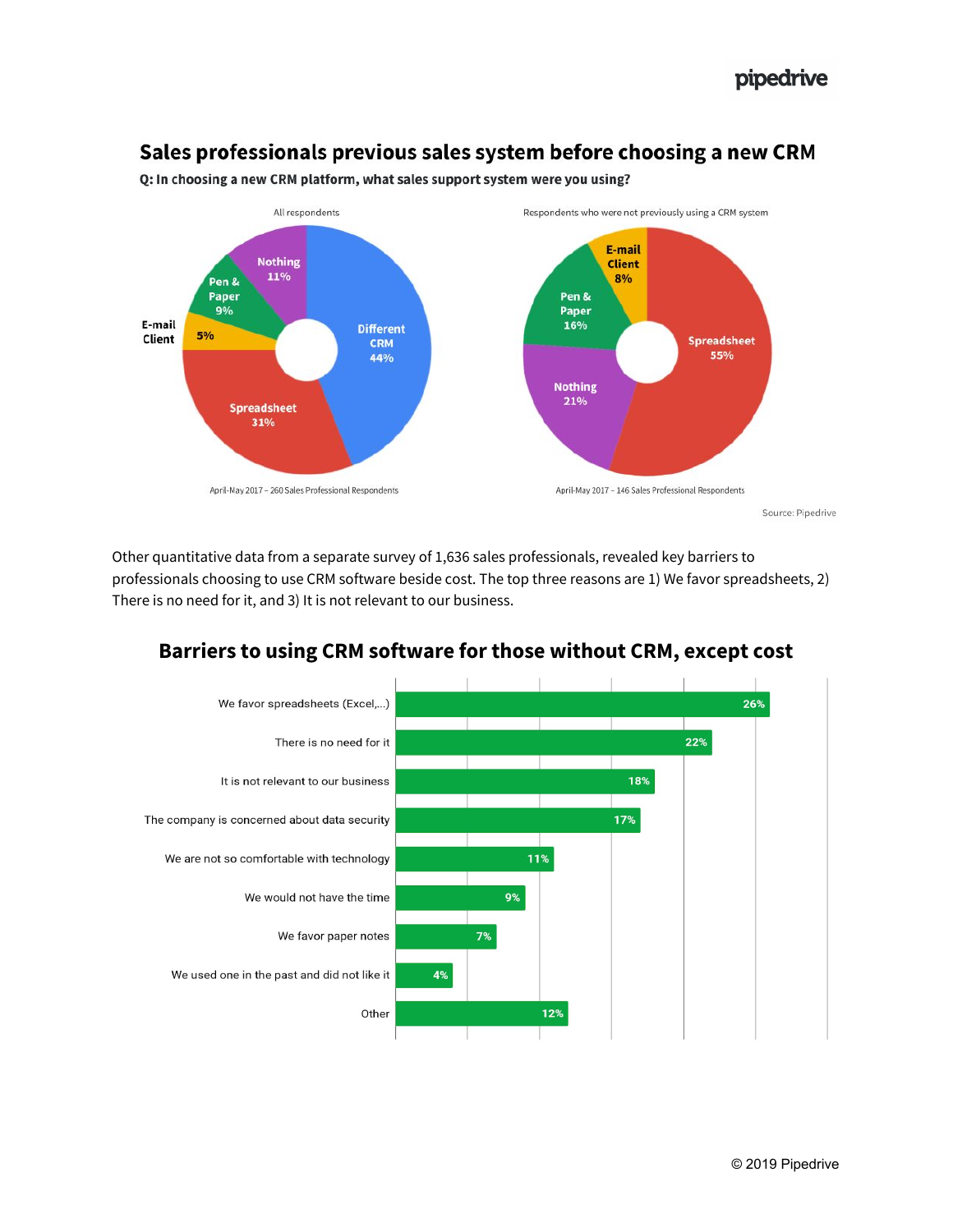## Sales professionals previous sales system before choosing a new CRM

**Q: In choosing a new CRM platform, what sales support system were you using?**

All respondents

| System | Share |
|---|---|
| Different CRM | 44% |
| Spreadsheet | 31% |
| Nothing | 11% |
| Pen & Paper | 9% |
| E-mail Client | 5% |

April-May 2017 – 260 Sales Professional Respondents

Respondents who were not previously using a CRM system

| System | Share |
|---|---|
| Spreadsheet | 55% |
| Nothing | 21% |
| Pen & Paper | 16% |
| E-mail Client | 8% |

April-May 2017 – 146 Sales Professional Respondents

Source: Pipedrive

Other quantitative data from a separate survey of 1,636 sales professionals, revealed key barriers to professionals choosing to use CRM software beside cost. The top three reasons are 1) We favor spreadsheets, 2) There is no need for it, and 3) It is not relevant to our business.

## Barriers to using CRM software for those without CRM, except cost

| Barrier | Share |
|---|---|
| We favor spreadsheets (Excel,...) | 26% |
| There is no need for it | 22% |
| It is not relevant to our business | 18% |
| The company is concerned about data security | 17% |
| We are not so comfortable with technology | 11% |
| We would not have the time | 9% |
| We favor paper notes | 7% |
| We used one in the past and did not like it | 4% |
| Other | 12% |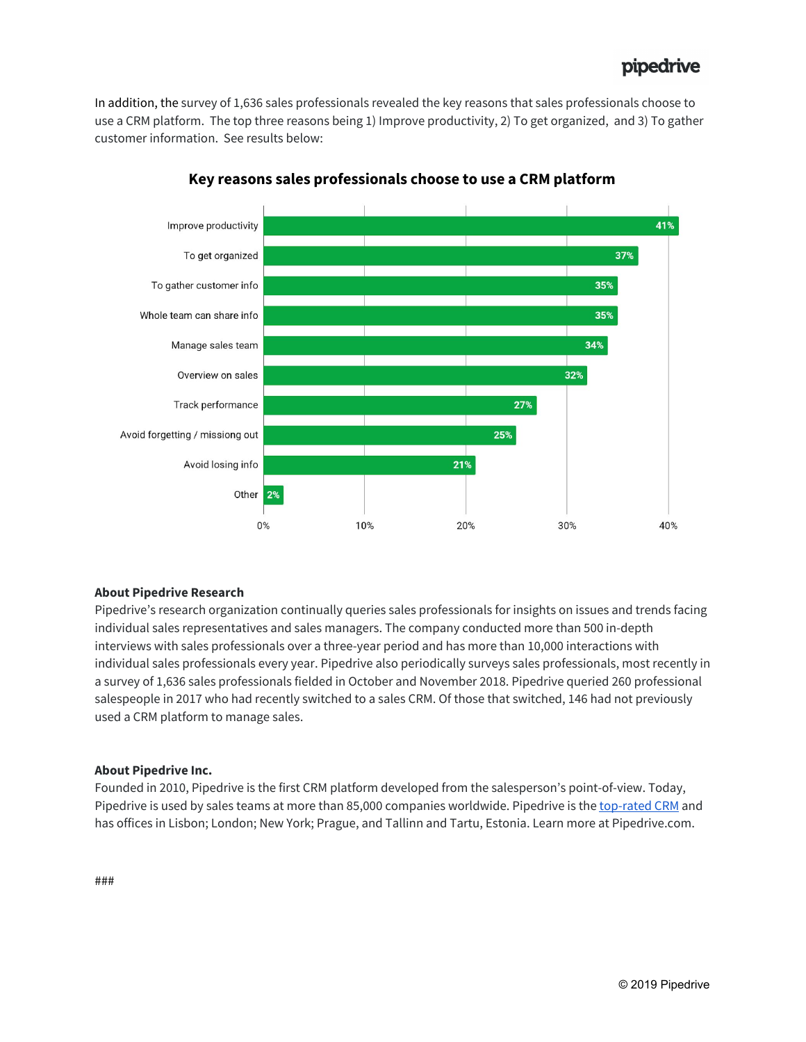In addition, the survey of 1,636 sales professionals revealed the key reasons that sales professionals choose to use a CRM platform. The top three reasons being 1) Improve productivity, 2) To get organized, and 3) To gather customer information. See results below:

**Key reasons sales professionals choose to use a CRM platform**

Improve productivity 41%
To get organized 37%
To gather customer info 35%
Whole team can share info 35%
Manage sales team 34%
Overview on sales 32%
Track performance 27%
Avoid forgetting / missing out 25%
Avoid losing info 21%
Other 2%

0% 10% 20% 30% 40%

**About Pipedrive Research**

Pipedrive's research organization continually queries sales professionals for insights on issues and trends facing individual sales representatives and sales managers. The company conducted more than 500 in-depth interviews with sales professionals over a three-year period and has more than 10,000 interactions with individual sales professionals every year. Pipedrive also periodically surveys sales professionals, most recently in a survey of 1,636 sales professionals fielded in October and November 2018. Pipedrive queried 260 professional salespeople in 2017 who had recently switched to a sales CRM. Of those that switched, 146 had not previously used a CRM platform to manage sales.

**About Pipedrive Inc.**

Founded in 2010, Pipedrive is the first CRM platform developed from the salesperson's point-of-view. Today, Pipedrive is used by sales teams at more than 85,000 companies worldwide. Pipedrive is the top-rated CRM and has offices in Lisbon; London; New York; Prague, and Tallinn and Tartu, Estonia. Learn more at Pipedrive.com.

###

© 2019 Pipedrive